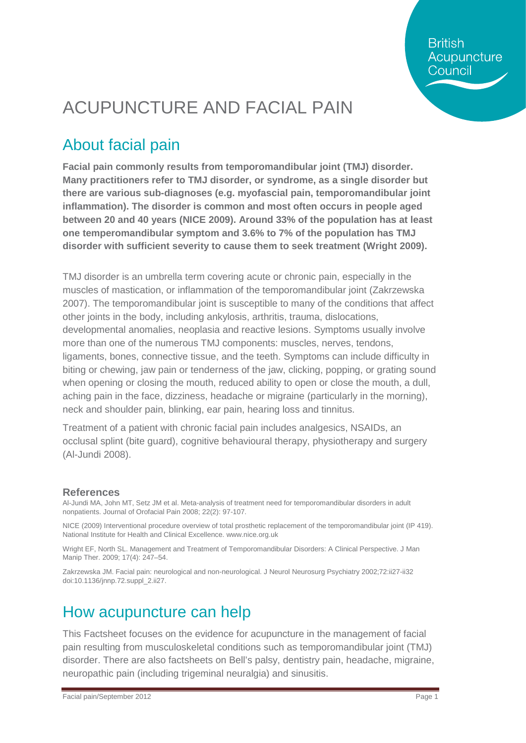British Acupuncture Council

# ACUPUNCTURE AND FACIAL PAIN

## About facial pain

**Facial pain commonly results from temporomandibular joint (TMJ) disorder. Many practitioners refer to TMJ disorder, or syndrome, as a single disorder but there are various sub-diagnoses (e.g. myofascial pain, temporomandibular joint inflammation). The disorder is common and most often occurs in people aged between 20 and 40 years (NICE 2009). Around 33% of the population has at least one temperomandibular symptom and 3.6% to 7% of the population has TMJ disorder with sufficient severity to cause them to seek treatment (Wright 2009).**

TMJ disorder is an umbrella term covering acute or chronic pain, especially in the muscles of mastication, or inflammation of the temporomandibular joint (Zakrzewska 2007). The temporomandibular joint is susceptible to many of the conditions that affect other joints in the body, including ankylosis, arthritis, trauma, dislocations, developmental anomalies, neoplasia and reactive lesions. Symptoms usually involve more than one of the numerous TMJ components: muscles, nerves, tendons, ligaments, bones, connective tissue, and the teeth. Symptoms can include difficulty in biting or chewing, jaw pain or tenderness of the jaw, clicking, popping, or grating sound when opening or closing the mouth, reduced ability to open or close the mouth, a dull, aching pain in the face, dizziness, headache or migraine (particularly in the morning), neck and shoulder pain, blinking, ear pain, hearing loss and tinnitus.

Treatment of a patient with chronic facial pain includes analgesics, NSAIDs, an occlusal splint (bite guard), cognitive behavioural therapy, physiotherapy and surgery (Al-Jundi 2008).

#### References

Al-Jundi MA, John MT, Setz JM et al. Meta-analysis of treatment need for temporomandibular disorders in adult nonpatients. Journal of Orofacial Pain 2008; 22(2): 97-107.

NICE (2009) Interventional procedure overview of total prosthetic replacement of the temporomandibular joint (IP 419). National Institute for Health and Clinical Excellence. www.nice.org.uk

Wright EF, North SL. Management and Treatment of Temporomandibular Disorders: A Clinical Perspective. J Man Manip Ther. 2009; 17(4): 247–54.

Zakrzewska JM. Facial pain: neurological and non-neurological. J Neurol Neurosurg Psychiatry 2002;72:ii27-ii32 doi:10.1136/jnnp.72.suppl_2.ii27.

## How acupuncture can help

This Factsheet focuses on the evidence for acupuncture in the management of facial pain resulting from musculoskeletal conditions such as temporomandibular joint (TMJ) disorder. There are also factsheets on Bell's palsy, dentistry pain, headache, migraine, neuropathic pain (including trigeminal neuralgia) and sinusitis.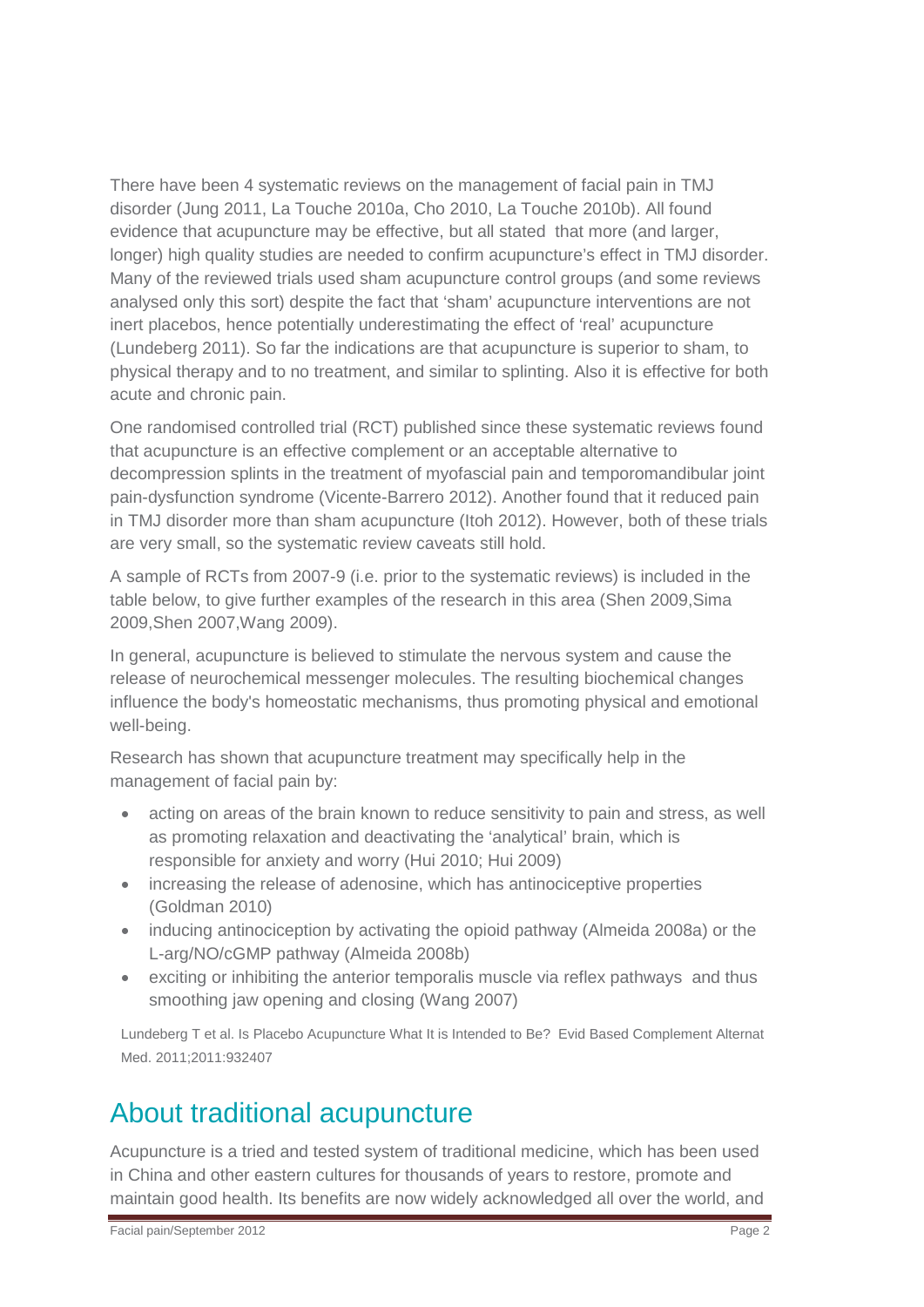There have been 4 systematic reviews on the management of facial pain in TMJ disorder (Jung 2011, La Touche 2010a, Cho 2010, La Touche 2010b). All found evidence that acupuncture may be effective, but all stated that more (and larger, longer) high quality studies are needed to confirm acupuncture's effect in TMJ disorder. Many of the reviewed trials used sham acupuncture control groups (and some reviews analysed only this sort) despite the fact that 'sham' acupuncture interventions are not inert placebos, hence potentially underestimating the effect of 'real' acupuncture (Lundeberg 2011). So far the indications are that acupuncture is superior to sham, to physical therapy and to no treatment, and similar to splinting. Also it is effective for both acute and chronic pain.

One randomised controlled trial (RCT) published since these systematic reviews found that acupuncture is an effective complement or an acceptable alternative to decompression splints in the treatment of myofascial pain and temporomandibular joint pain-dysfunction syndrome (Vicente-Barrero 2012). Another found that it reduced pain in TMJ disorder more than sham acupuncture (Itoh 2012). However, both of these trials are very small, so the systematic review caveats still hold.

A sample of RCTs from 2007-9 (i.e. prior to the systematic reviews) is included in the table below, to give further examples of the research in this area (Shen 2009,Sima 2009,Shen 2007,Wang 2009).

In general, acupuncture is believed to stimulate the nervous system and cause the release of neurochemical messenger molecules. The resulting biochemical changes influence the body's homeostatic mechanisms, thus promoting physical and emotional well-being.

Research has shown that acupuncture treatment may specifically help in the management of facial pain by:

- acting on areas of the brain known to reduce sensitivity to pain and stress, as well as promoting relaxation and deactivating the 'analytical' brain, which is responsible for anxiety and worry (Hui 2010; Hui 2009)
- increasing the release of adenosine, which has antinociceptive properties (Goldman 2010)
- inducing antinociception by activating the opioid pathway (Almeida 2008a) or the L-arg/NO/cGMP pathway (Almeida 2008b)
- exciting or inhibiting the anterior temporalis muscle via reflex pathways and thus smoothing jaw opening and closing (Wang 2007)

Lundeberg T et al. Is Placebo Acupuncture What It is Intended to Be? Evid Based Complement Alternat Med. 2011;2011:932407

## About traditional acupuncture

Acupuncture is a tried and tested system of traditional medicine, which has been used in China and other eastern cultures for thousands of years to restore, promote and maintain good health. Its benefits are now widely acknowledged all over the world, and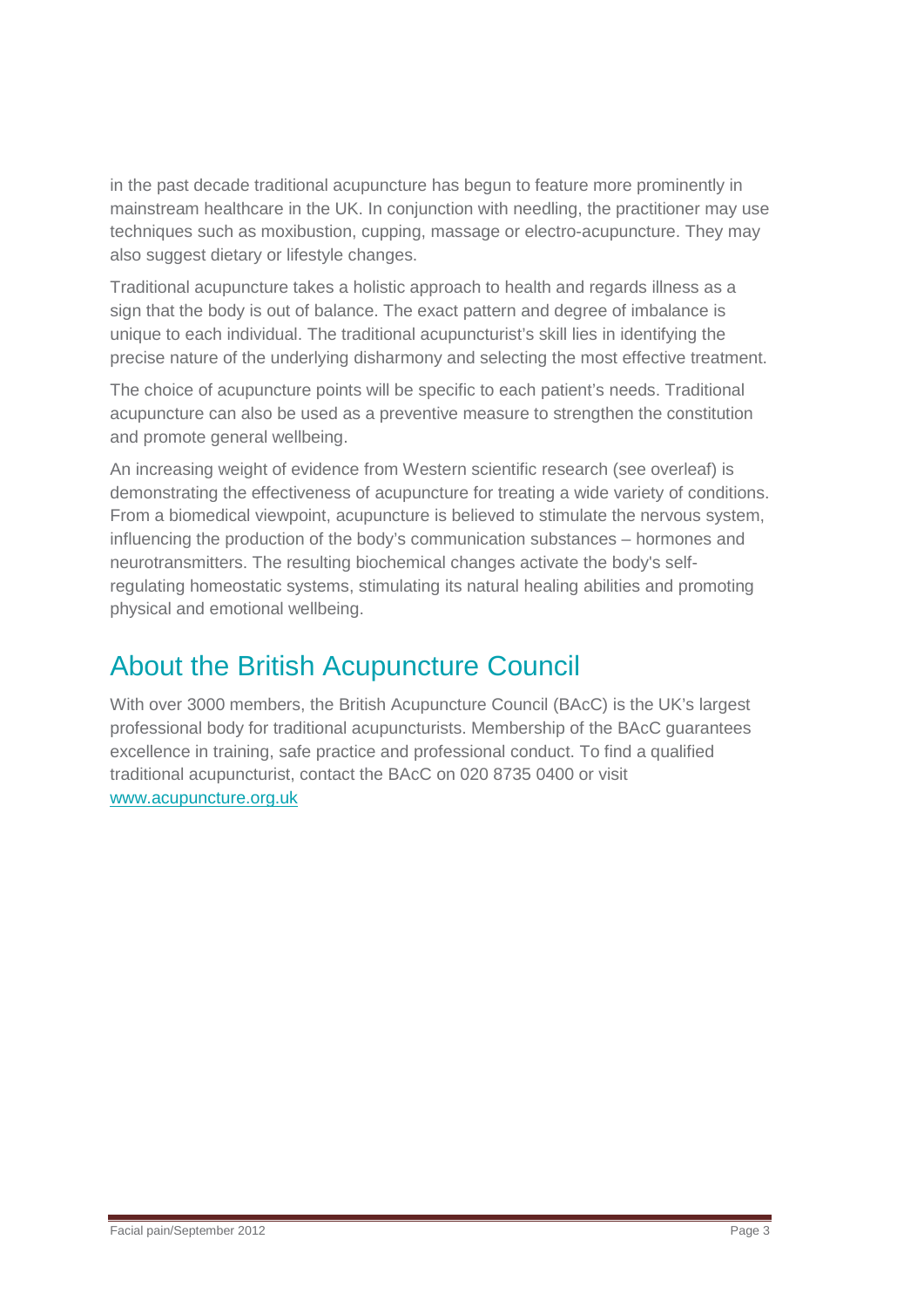in the past decade traditional acupuncture has begun to feature more prominently in mainstream healthcare in the UK. In conjunction with needling, the practitioner may use techniques such as moxibustion, cupping, massage or electro-acupuncture. They may also suggest dietary or lifestyle changes.

Traditional acupuncture takes a holistic approach to health and regards illness as a sign that the body is out of balance. The exact pattern and degree of imbalance is unique to each individual. The traditional acupuncturist's skill lies in identifying the precise nature of the underlying disharmony and selecting the most effective treatment.

The choice of acupuncture points will be specific to each patient's needs. Traditional acupuncture can also be used as a preventive measure to strengthen the constitution and promote general wellbeing.

An increasing weight of evidence from Western scientific research (see overleaf) is demonstrating the effectiveness of acupuncture for treating a wide variety of conditions. From a biomedical viewpoint, acupuncture is believed to stimulate the nervous system, influencing the production of the body's communication substances – hormones and neurotransmitters. The resulting biochemical changes activate the body's self-regulating homeostatic systems, stimulating its natural healing abilities and promoting physical and emotional wellbeing.

## About the British Acupuncture Council

With over 3000 members, the British Acupuncture Council (BAcC) is the UK's largest professional body for traditional acupuncturists. Membership of the BAcC guarantees excellence in training, safe practice and professional conduct. To find a qualified traditional acupuncturist, contact the BAcC on 020 8735 0400 or visit [www.acupuncture.org.uk](http://www.acupuncture.org.uk)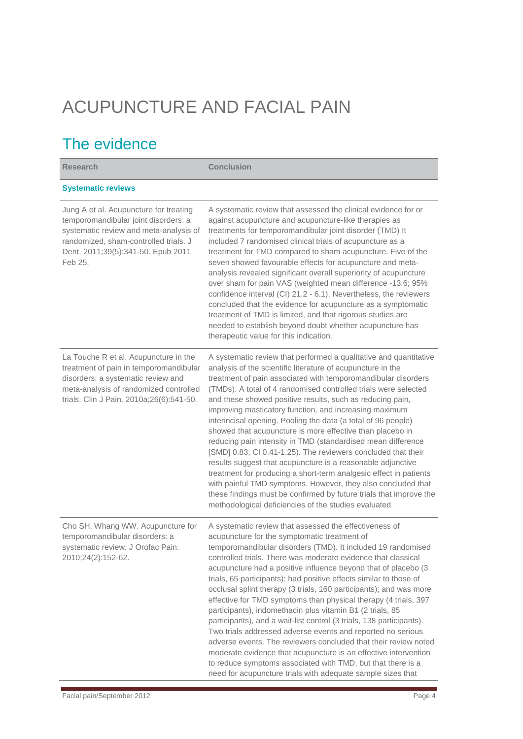# ACUPUNCTURE AND FACIAL PAIN

## The evidence

| Research | Conclusion |
|---|---|
| **Systematic reviews** | |
| Jung A et al. Acupuncture for treating temporomandibular joint disorders: a systematic review and meta-analysis of randomized, sham-controlled trials. J Dent. 2011;39(5):341-50. Epub 2011 Feb 25. | A systematic review that assessed the clinical evidence for or against acupuncture and acupuncture-like therapies as treatments for temporomandibular joint disorder (TMD) It included 7 randomised clinical trials of acupuncture as a treatment for TMD compared to sham acupuncture. Five of the seven showed favourable effects for acupuncture and meta-analysis revealed significant overall superiority of acupuncture over sham for pain VAS (weighted mean difference -13.6; 95% confidence interval (CI) 21.2 - 6.1). Nevertheless, the reviewers concluded that the evidence for acupuncture as a symptomatic treatment of TMD is limited, and that rigorous studies are needed to establish beyond doubt whether acupuncture has therapeutic value for this indication. |
| La Touche R et al. Acupuncture in the treatment of pain in temporomandibular disorders: a systematic review and meta-analysis of randomized controlled trials. Clin J Pain. 2010a;26(6):541-50. | A systematic review that performed a qualitative and quantitative analysis of the scientific literature of acupuncture in the treatment of pain associated with temporomandibular disorders (TMDs). A total of 4 randomised controlled trials were selected and these showed positive results, such as reducing pain, improving masticatory function, and increasing maximum interincisal opening. Pooling the data (a total of 96 people) showed that acupuncture is more effective than placebo in reducing pain intensity in TMD (standardised mean difference [SMD] 0.83; CI 0.41-1.25). The reviewers concluded that their results suggest that acupuncture is a reasonable adjunctive treatment for producing a short-term analgesic effect in patients with painful TMD symptoms. However, they also concluded that these findings must be confirmed by future trials that improve the methodological deficiencies of the studies evaluated. |
| Cho SH, Whang WW. Acupuncture for temporomandibular disorders: a systematic review. J Orofac Pain. 2010;24(2):152-62. | A systematic review that assessed the effectiveness of acupuncture for the symptomatic treatment of temporomandibular disorders (TMD). It included 19 randomised controlled trials. There was moderate evidence that classical acupuncture had a positive influence beyond that of placebo (3 trials, 65 participants); had positive effects similar to those of occlusal splint therapy (3 trials, 160 participants); and was more effective for TMD symptoms than physical therapy (4 trials, 397 participants), indomethacin plus vitamin B1 (2 trials, 85 participants), and a wait-list control (3 trials, 138 participants). Two trials addressed adverse events and reported no serious adverse events. The reviewers concluded that their review noted moderate evidence that acupuncture is an effective intervention to reduce symptoms associated with TMD, but that there is a need for acupuncture trials with adequate sample sizes that |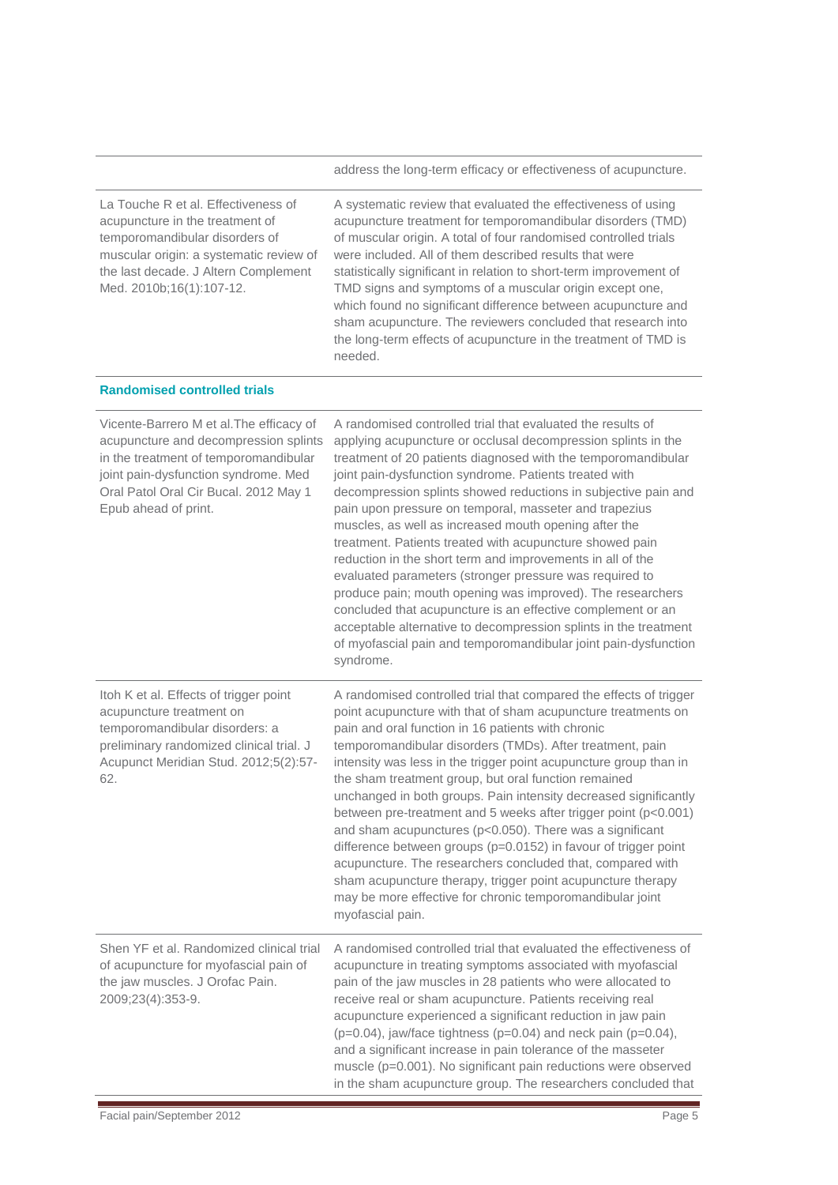| | |
|---|---|
| | address the long-term efficacy or effectiveness of acupuncture. |
| La Touche R et al. Effectiveness of acupuncture in the treatment of temporomandibular disorders of muscular origin: a systematic review of the last decade. J Altern Complement Med. 2010b;16(1):107-12. | A systematic review that evaluated the effectiveness of using acupuncture treatment for temporomandibular disorders (TMD) of muscular origin. A total of four randomised controlled trials were included. All of them described results that were statistically significant in relation to short-term improvement of TMD signs and symptoms of a muscular origin except one, which found no significant difference between acupuncture and sham acupuncture. The reviewers concluded that research into the long-term effects of acupuncture in the treatment of TMD is needed. |
| **Randomised controlled trials** | |
| Vicente-Barrero M et al.The efficacy of acupuncture and decompression splints in the treatment of temporomandibular joint pain-dysfunction syndrome. Med Oral Patol Oral Cir Bucal. 2012 May 1 Epub ahead of print. | A randomised controlled trial that evaluated the results of applying acupuncture or occlusal decompression splints in the treatment of 20 patients diagnosed with the temporomandibular joint pain-dysfunction syndrome. Patients treated with decompression splints showed reductions in subjective pain and pain upon pressure on temporal, masseter and trapezius muscles, as well as increased mouth opening after the treatment. Patients treated with acupuncture showed pain reduction in the short term and improvements in all of the evaluated parameters (stronger pressure was required to produce pain; mouth opening was improved). The researchers concluded that acupuncture is an effective complement or an acceptable alternative to decompression splints in the treatment of myofascial pain and temporomandibular joint pain-dysfunction syndrome. |
| Itoh K et al. Effects of trigger point acupuncture treatment on temporomandibular disorders: a preliminary randomized clinical trial. J Acupunct Meridian Stud. 2012;5(2):57-62. | A randomised controlled trial that compared the effects of trigger point acupuncture with that of sham acupuncture treatments on pain and oral function in 16 patients with chronic temporomandibular disorders (TMDs). After treatment, pain intensity was less in the trigger point acupuncture group than in the sham treatment group, but oral function remained unchanged in both groups. Pain intensity decreased significantly between pre-treatment and 5 weeks after trigger point ($p<0.001$) and sham acupunctures ($p<0.050$). There was a significant difference between groups ($p=0.0152$) in favour of trigger point acupuncture. The researchers concluded that, compared with sham acupuncture therapy, trigger point acupuncture therapy may be more effective for chronic temporomandibular joint myofascial pain. |
| Shen YF et al. Randomized clinical trial of acupuncture for myofascial pain of the jaw muscles. J Orofac Pain. 2009;23(4):353-9. | A randomised controlled trial that evaluated the effectiveness of acupuncture in treating symptoms associated with myofascial pain of the jaw muscles in 28 patients who were allocated to receive real or sham acupuncture. Patients receiving real acupuncture experienced a significant reduction in jaw pain ($p=0.04$), jaw/face tightness ($p=0.04$) and neck pain ($p=0.04$), and a significant increase in pain tolerance of the masseter muscle ($p=0.001$). No significant pain reductions were observed in the sham acupuncture group. The researchers concluded that |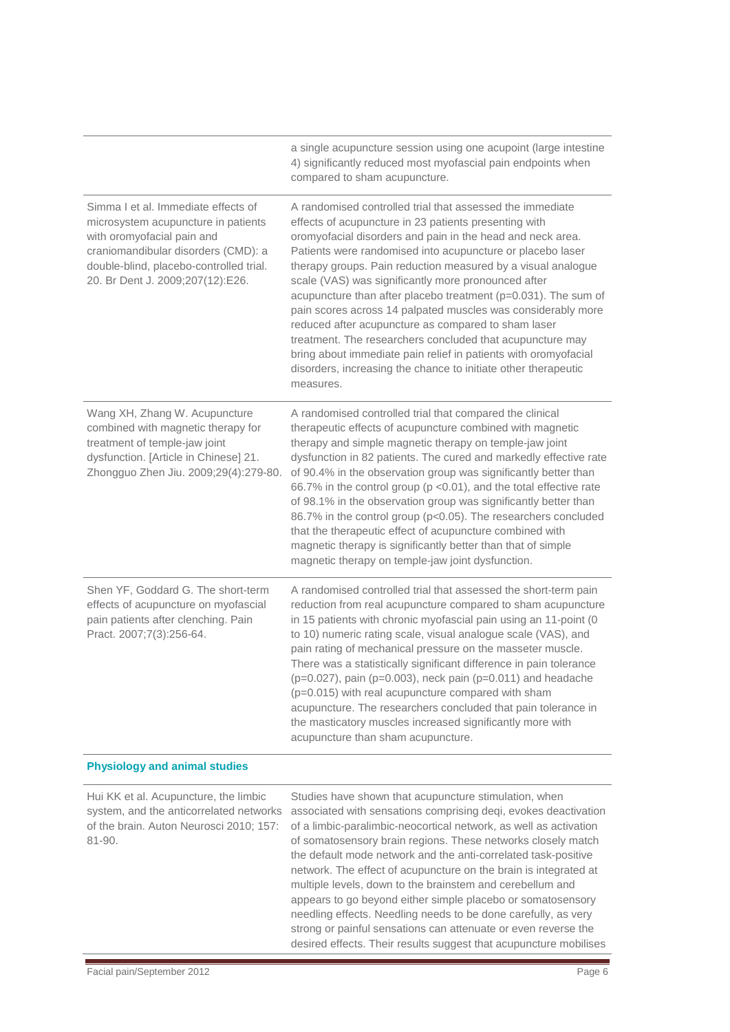| | |
|---|---|
| | a single acupuncture session using one acupoint (large intestine 4) significantly reduced most myofascial pain endpoints when compared to sham acupuncture. |
| Simma I et al. Immediate effects of microsystem acupuncture in patients with oromyofacial pain and craniomandibular disorders (CMD): a double-blind, placebo-controlled trial. 20. Br Dent J. 2009;207(12):E26. | A randomised controlled trial that assessed the immediate effects of acupuncture in 23 patients presenting with oromyofacial disorders and pain in the head and neck area. Patients were randomised into acupuncture or placebo laser therapy groups. Pain reduction measured by a visual analogue scale (VAS) was significantly more pronounced after acupuncture than after placebo treatment ($p=0.031$). The sum of pain scores across 14 palpated muscles was considerably more reduced after acupuncture as compared to sham laser treatment. The researchers concluded that acupuncture may bring about immediate pain relief in patients with oromyofacial disorders, increasing the chance to initiate other therapeutic measures. |
| Wang XH, Zhang W. Acupuncture combined with magnetic therapy for treatment of temple-jaw joint dysfunction. [Article in Chinese] 21. Zhongguo Zhen Jiu. 2009;29(4):279-80. | A randomised controlled trial that compared the clinical therapeutic effects of acupuncture combined with magnetic therapy and simple magnetic therapy on temple-jaw joint dysfunction in 82 patients. The cured and markedly effective rate of 90.4% in the observation group was significantly better than 66.7% in the control group ($p <0.01$), and the total effective rate of 98.1% in the observation group was significantly better than 86.7% in the control group ($p<0.05$). The researchers concluded that the therapeutic effect of acupuncture combined with magnetic therapy is significantly better than that of simple magnetic therapy on temple-jaw joint dysfunction. |
| Shen YF, Goddard G. The short-term effects of acupuncture on myofascial pain patients after clenching. Pain Pract. 2007;7(3):256-64. | A randomised controlled trial that assessed the short-term pain reduction from real acupuncture compared to sham acupuncture in 15 patients with chronic myofascial pain using an 11-point (0 to 10) numeric rating scale, visual analogue scale (VAS), and pain rating of mechanical pressure on the masseter muscle. There was a statistically significant difference in pain tolerance ($p=0.027$), pain ($p=0.003$), neck pain ($p=0.011$) and headache ($p=0.015$) with real acupuncture compared with sham acupuncture. The researchers concluded that pain tolerance in the masticatory muscles increased significantly more with acupuncture than sham acupuncture. |
| **Physiology and animal studies** | |
| Hui KK et al. Acupuncture, the limbic system, and the anticorrelated networks of the brain. Auton Neurosci 2010; 157: 81-90. | Studies have shown that acupuncture stimulation, when associated with sensations comprising deqi, evokes deactivation of a limbic-paralimbic-neocortical network, as well as activation of somatosensory brain regions. These networks closely match the default mode network and the anti-correlated task-positive network. The effect of acupuncture on the brain is integrated at multiple levels, down to the brainstem and cerebellum and appears to go beyond either simple placebo or somatosensory needling effects. Needling needs to be done carefully, as very strong or painful sensations can attenuate or even reverse the desired effects. Their results suggest that acupuncture mobilises |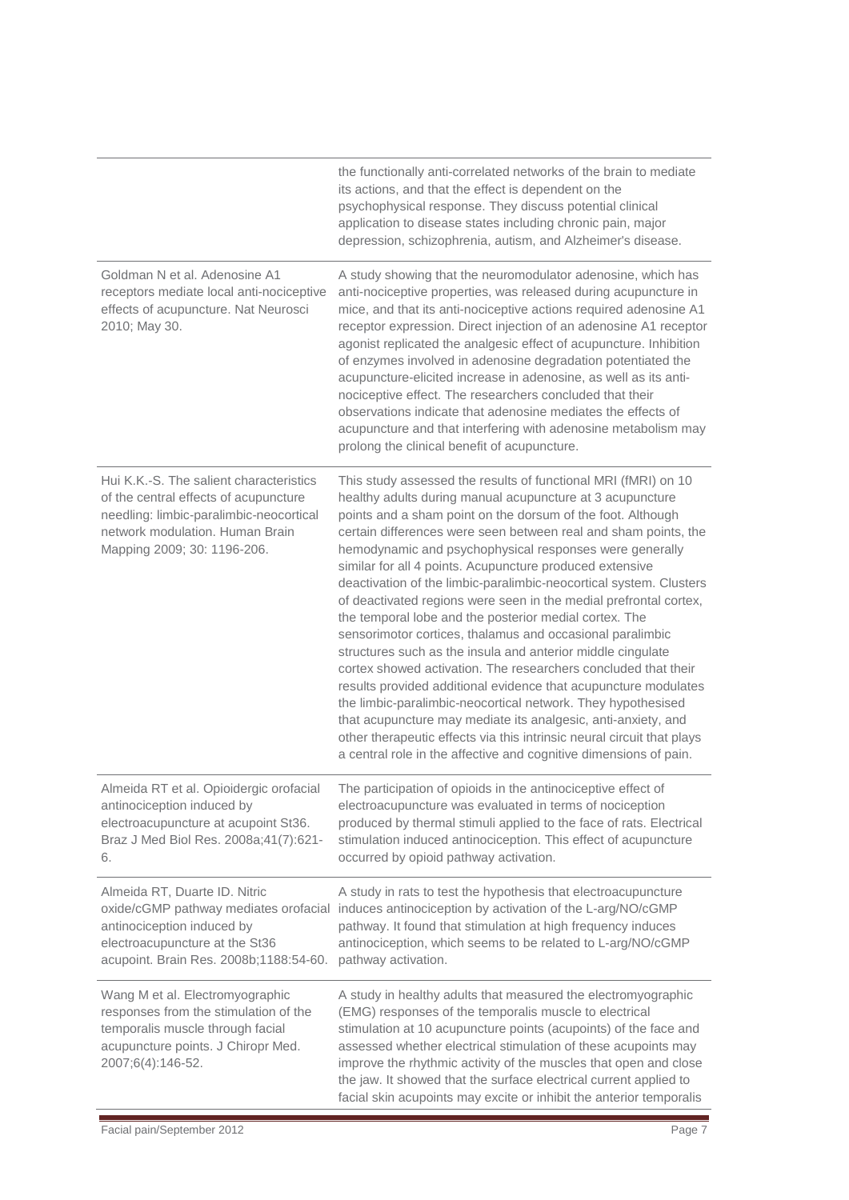| | |
|---|---|
| | the functionally anti-correlated networks of the brain to mediate its actions, and that the effect is dependent on the psychophysical response. They discuss potential clinical application to disease states including chronic pain, major depression, schizophrenia, autism, and Alzheimer's disease. |
| Goldman N et al. Adenosine A1 receptors mediate local anti-nociceptive effects of acupuncture. Nat Neurosci 2010; May 30. | A study showing that the neuromodulator adenosine, which has anti-nociceptive properties, was released during acupuncture in mice, and that its anti-nociceptive actions required adenosine A1 receptor expression. Direct injection of an adenosine A1 receptor agonist replicated the analgesic effect of acupuncture. Inhibition of enzymes involved in adenosine degradation potentiated the acupuncture-elicited increase in adenosine, as well as its anti-nociceptive effect. The researchers concluded that their observations indicate that adenosine mediates the effects of acupuncture and that interfering with adenosine metabolism may prolong the clinical benefit of acupuncture. |
| Hui K.K.-S. The salient characteristics of the central effects of acupuncture needling: limbic-paralimbic-neocortical network modulation. Human Brain Mapping 2009; 30: 1196-206. | This study assessed the results of functional MRI (fMRI) on 10 healthy adults during manual acupuncture at 3 acupuncture points and a sham point on the dorsum of the foot. Although certain differences were seen between real and sham points, the hemodynamic and psychophysical responses were generally similar for all 4 points. Acupuncture produced extensive deactivation of the limbic-paralimbic-neocortical system. Clusters of deactivated regions were seen in the medial prefrontal cortex, the temporal lobe and the posterior medial cortex. The sensorimotor cortices, thalamus and occasional paralimbic structures such as the insula and anterior middle cingulate cortex showed activation. The researchers concluded that their results provided additional evidence that acupuncture modulates the limbic-paralimbic-neocortical network. They hypothesised that acupuncture may mediate its analgesic, anti-anxiety, and other therapeutic effects via this intrinsic neural circuit that plays a central role in the affective and cognitive dimensions of pain. |
| Almeida RT et al. Opioidergic orofacial antinociception induced by electroacupuncture at acupoint St36. Braz J Med Biol Res. 2008a;41(7):621-6. | The participation of opioids in the antinociceptive effect of electroacupuncture was evaluated in terms of nociception produced by thermal stimuli applied to the face of rats. Electrical stimulation induced antinociception. This effect of acupuncture occurred by opioid pathway activation. |
| Almeida RT, Duarte ID. Nitric oxide/cGMP pathway mediates orofacial antinociception induced by electroacupuncture at the St36 acupoint. Brain Res. 2008b;1188:54-60. | A study in rats to test the hypothesis that electroacupuncture induces antinociception by activation of the L-arg/NO/cGMP pathway. It found that stimulation at high frequency induces antinociception, which seems to be related to L-arg/NO/cGMP pathway activation. |
| Wang M et al. Electromyographic responses from the stimulation of the temporalis muscle through facial acupuncture points. J Chiropr Med. 2007;6(4):146-52. | A study in healthy adults that measured the electromyographic (EMG) responses of the temporalis muscle to electrical stimulation at 10 acupuncture points (acupoints) of the face and assessed whether electrical stimulation of these acupoints may improve the rhythmic activity of the muscles that open and close the jaw. It showed that the surface electrical current applied to facial skin acupoints may excite or inhibit the anterior temporalis |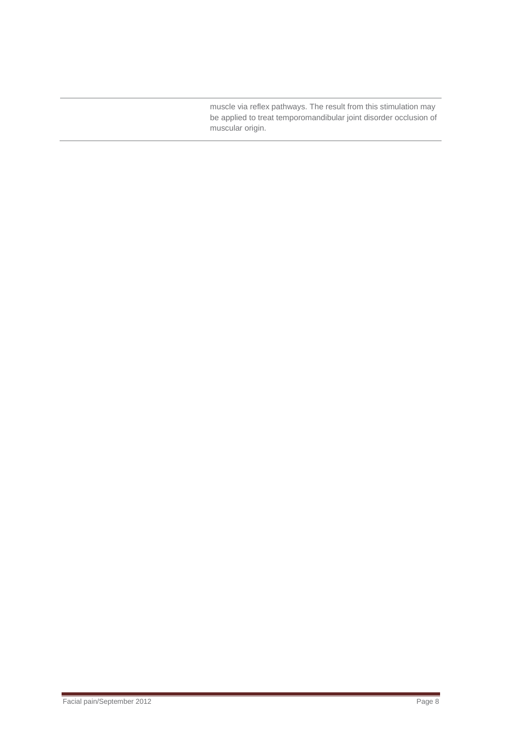| | |
|---|---|
| | muscle via reflex pathways. The result from this stimulation may be applied to treat temporomandibular joint disorder occlusion of muscular origin. |